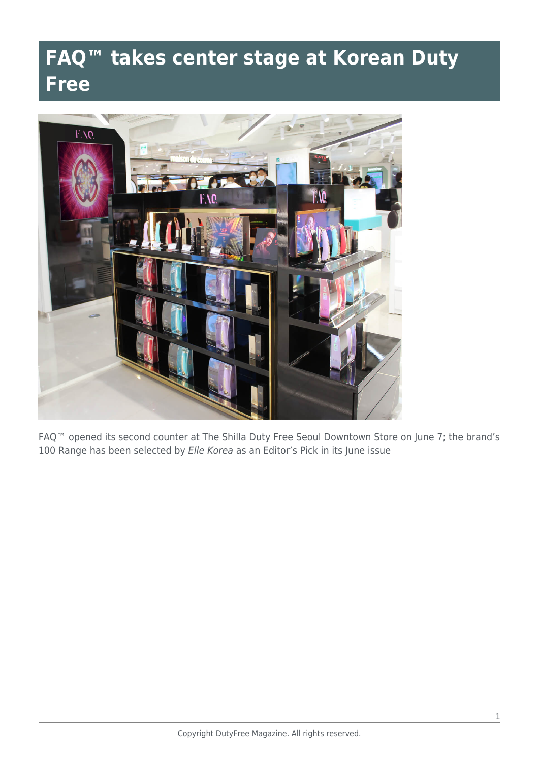# FAQ™ takes center stage at Korean Duty Free

FAQ™ opened its second counter at The Shilla Duty Free Seoul Downtown Store on June 7; the brand's 100 Range has been selected by *Elle Korea* as an Editor's Pick in its June issue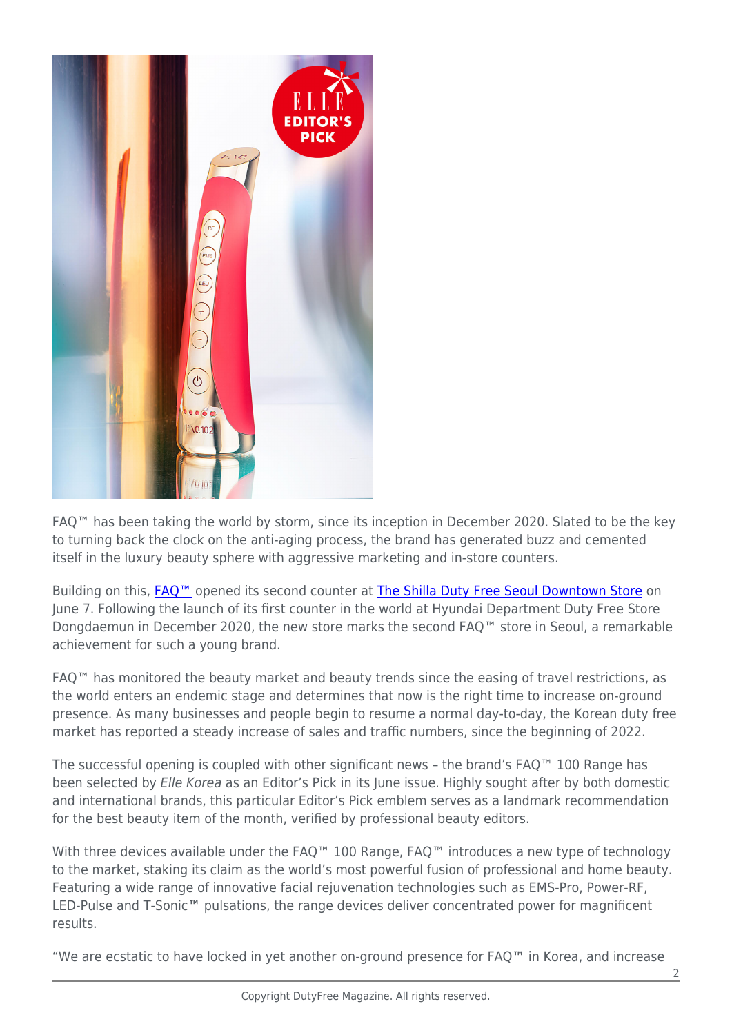FAQ™ has been taking the world by storm, since its inception in December 2020. Slated to be the key to turning back the clock on the anti-aging process, the brand has generated buzz and cemented itself in the luxury beauty sphere with aggressive marketing and in-store counters.

Building on this, FAQ™ opened its second counter at The Shilla Duty Free Seoul Downtown Store on June 7. Following the launch of its first counter in the world at Hyundai Department Duty Free Store Dongdaemun in December 2020, the new store marks the second FAQ™ store in Seoul, a remarkable achievement for such a young brand.

FAQ™ has monitored the beauty market and beauty trends since the easing of travel restrictions, as the world enters an endemic stage and determines that now is the right time to increase on-ground presence. As many businesses and people begin to resume a normal day-to-day, the Korean duty free market has reported a steady increase of sales and traffic numbers, since the beginning of 2022.

The successful opening is coupled with other significant news – the brand's FAQ™ 100 Range has been selected by *Elle Korea* as an Editor's Pick in its June issue. Highly sought after by both domestic and international brands, this particular Editor's Pick emblem serves as a landmark recommendation for the best beauty item of the month, verified by professional beauty editors.

With three devices available under the FAQ™ 100 Range, FAQ™ introduces a new type of technology to the market, staking its claim as the world's most powerful fusion of professional and home beauty. Featuring a wide range of innovative facial rejuvenation technologies such as EMS-Pro, Power-RF, LED-Pulse and T-Sonic™ pulsations, the range devices deliver concentrated power for magnificent results.

"We are ecstatic to have locked in yet another on-ground presence for FAQ™ in Korea, and increase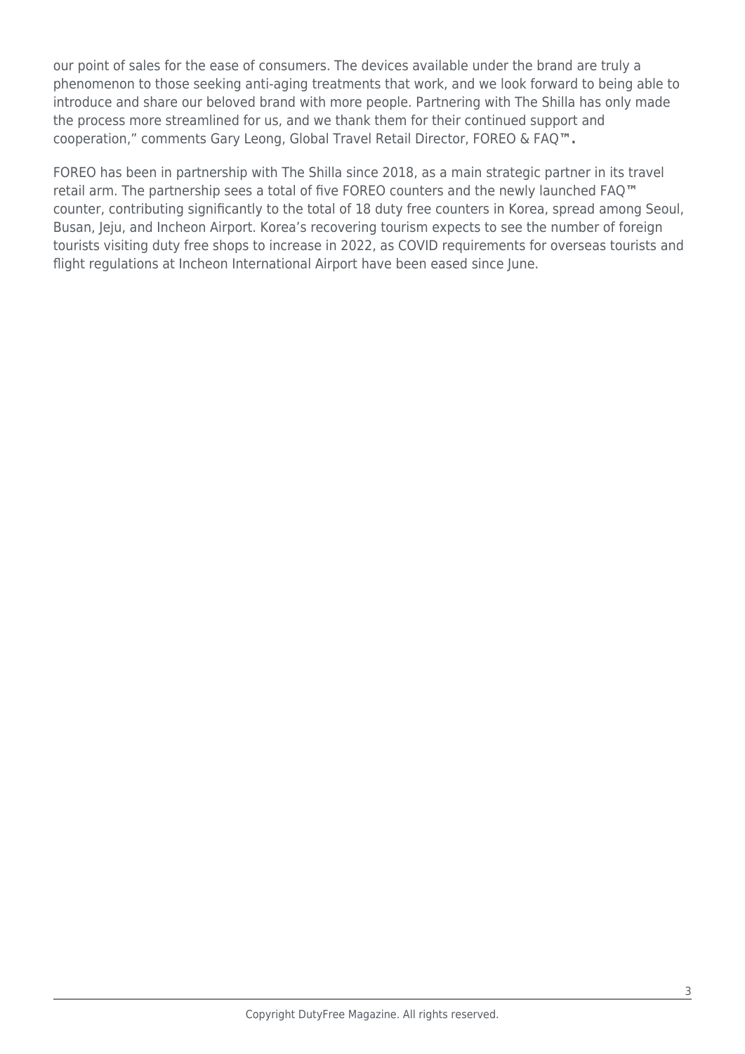our point of sales for the ease of consumers. The devices available under the brand are truly a phenomenon to those seeking anti-aging treatments that work, and we look forward to being able to introduce and share our beloved brand with more people. Partnering with The Shilla has only made the process more streamlined for us, and we thank them for their continued support and cooperation," comments Gary Leong, Global Travel Retail Director, FOREO & FAQ™.

FOREO has been in partnership with The Shilla since 2018, as a main strategic partner in its travel retail arm. The partnership sees a total of five FOREO counters and the newly launched FAQ™ counter, contributing significantly to the total of 18 duty free counters in Korea, spread among Seoul, Busan, Jeju, and Incheon Airport. Korea's recovering tourism expects to see the number of foreign tourists visiting duty free shops to increase in 2022, as COVID requirements for overseas tourists and flight regulations at Incheon International Airport have been eased since June.